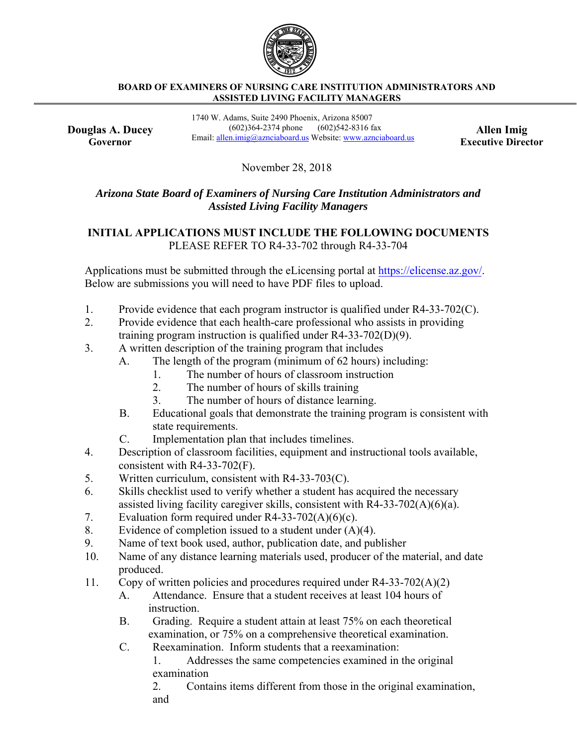**BOARD OF EXAMINERS OF NURSING CARE INSTITUTION ADMINISTRATORS AND ASSISTED LIVING FACILITY MANAGERS**

**Douglas A. Ducey**
**Governor**

1740 W. Adams, Suite 2490 Phoenix, Arizona 85007
(602)364-2374 phone (602)542-8316 fax
Email: allen.imig@aznciaboard.us Website: www.aznciaboard.us

**Allen Imig**
**Executive Director**

November 28, 2018

***Arizona State Board of Examiners of Nursing Care Institution Administrators and Assisted Living Facility Managers***

**INITIAL APPLICATIONS MUST INCLUDE THE FOLLOWING DOCUMENTS**
PLEASE REFER TO R4-33-702 through R4-33-704

Applications must be submitted through the eLicensing portal at https://elicense.az.gov/. Below are submissions you will need to have PDF files to upload.

1. Provide evidence that each program instructor is qualified under R4-33-702(C).
2. Provide evidence that each health-care professional who assists in providing training program instruction is qualified under R4-33-702(D)(9).
3. A written description of the training program that includes
   A. The length of the program (minimum of 62 hours) including:
      1. The number of hours of classroom instruction
      2. The number of hours of skills training
      3. The number of hours of distance learning.
   B. Educational goals that demonstrate the training program is consistent with state requirements.
   C. Implementation plan that includes timelines.
4. Description of classroom facilities, equipment and instructional tools available, consistent with R4-33-702(F).
5. Written curriculum, consistent with R4-33-703(C).
6. Skills checklist used to verify whether a student has acquired the necessary assisted living facility caregiver skills, consistent with R4-33-702(A)(6)(a).
7. Evaluation form required under R4-33-702(A)(6)(c).
8. Evidence of completion issued to a student under (A)(4).
9. Name of text book used, author, publication date, and publisher
10. Name of any distance learning materials used, producer of the material, and date produced.
11. Copy of written policies and procedures required under R4-33-702(A)(2)
    A. Attendance. Ensure that a student receives at least 104 hours of instruction.
    B. Grading. Require a student attain at least 75% on each theoretical examination, or 75% on a comprehensive theoretical examination.
    C. Reexamination. Inform students that a reexamination:
       1. Addresses the same competencies examined in the original examination
       2. Contains items different from those in the original examination, and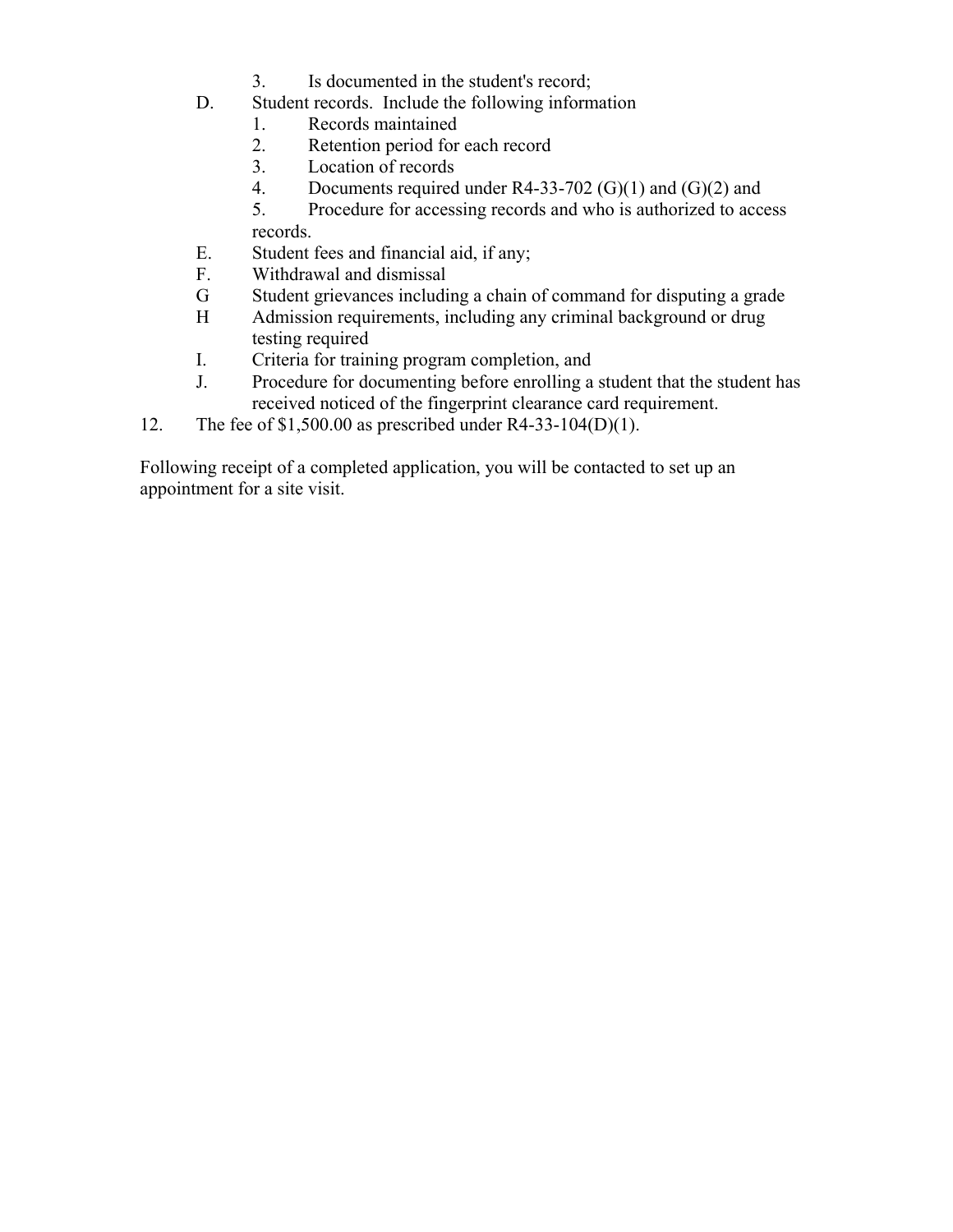3. Is documented in the student's record;

D. Student records. Include the following information
   1. Records maintained
   2. Retention period for each record
   3. Location of records
   4. Documents required under R4-33-702 (G)(1) and (G)(2) and
   5. Procedure for accessing records and who is authorized to access records.

E. Student fees and financial aid, if any;

F. Withdrawal and dismissal

G Student grievances including a chain of command for disputing a grade

H Admission requirements, including any criminal background or drug testing required

I. Criteria for training program completion, and

J. Procedure for documenting before enrolling a student that the student has received noticed of the fingerprint clearance card requirement.

12. The fee of $1,500.00 as prescribed under R4-33-104(D)(1).

Following receipt of a completed application, you will be contacted to set up an appointment for a site visit.